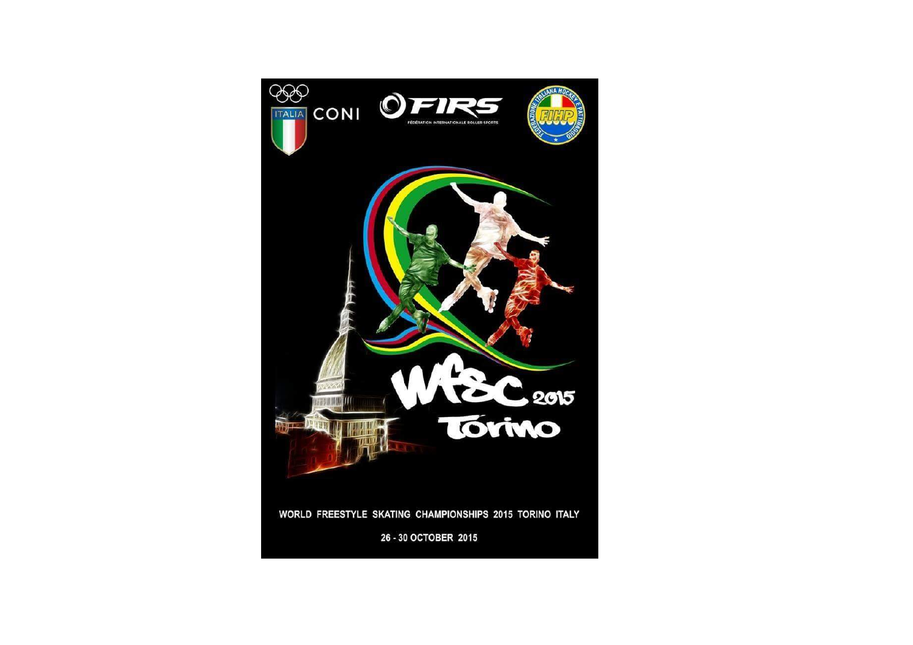ITALIA CONI

FIRS

FÉDÉRATION INTERNATIONALE ROLLER SPORTS

FEDERAZIONE ITALIANA HOCKEY E PATTINAGGIO

FIHP

WFSC 2015

Torino

WORLD FREESTYLE SKATING CHAMPIONSHIPS 2015 TORINO ITALY

26 - 30 OCTOBER 2015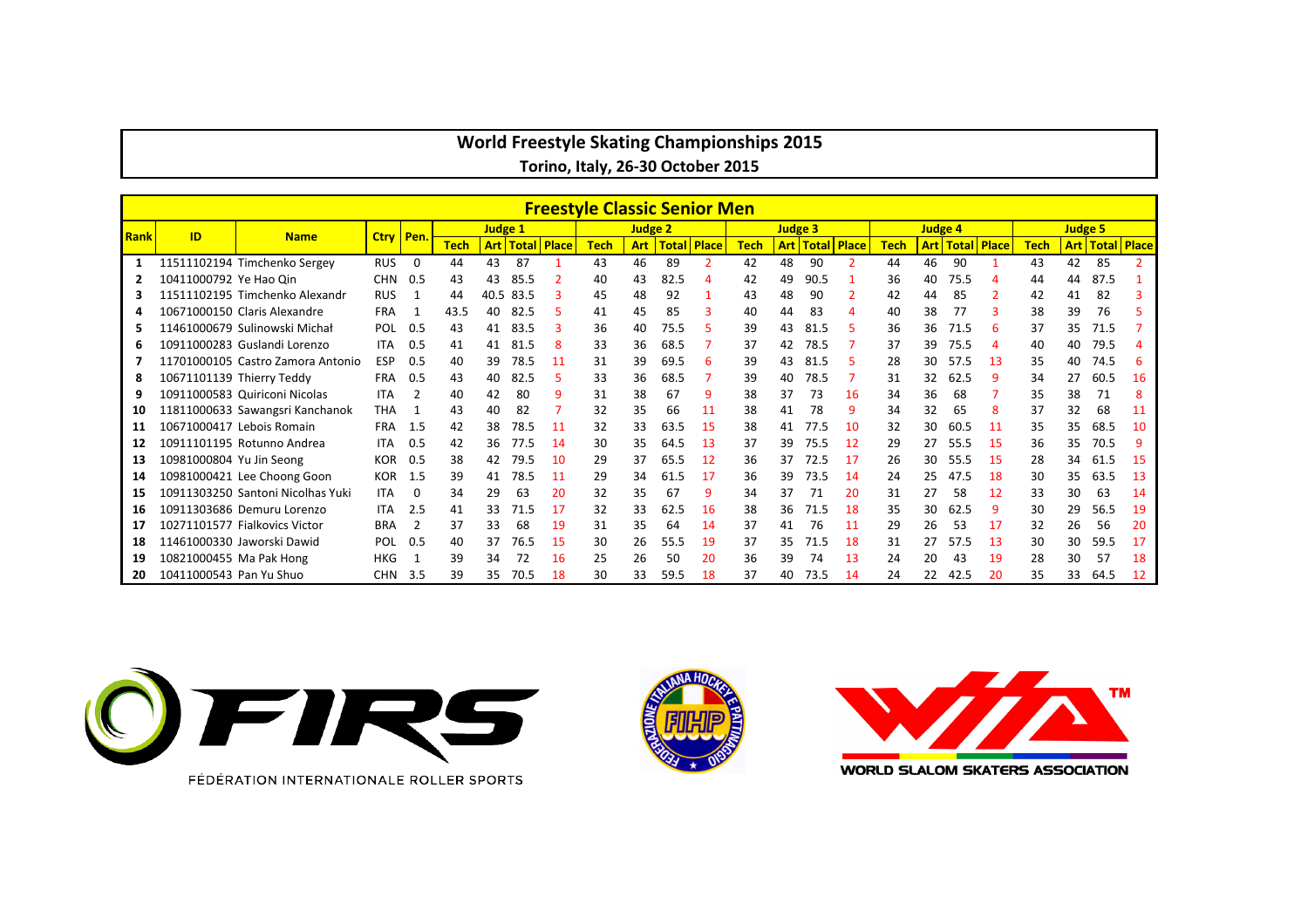# World Freestyle Skating Championships 2015

## Torino, Italy, 26-30 October 2015

### Freestyle Classic Senior Men

| Rank | ID | Name | Ctry | Pen. | Judge 1 | | | | Judge 2 | | | | Judge 3 | | | | Judge 4 | | | | Judge 5 | | | |
|---|---|---|---|---|---|---|---|---|---|---|---|---|---|---|---|---|---|---|---|---|---|---|---|---|
| | | | | | Tech | Art | Total | Place | Tech | Art | Total | Place | Tech | Art | Total | Place | Tech | Art | Total | Place | Tech | Art | Total | Place |
| 1 | 11511102194 | Timchenko Sergey | RUS | 0 | 44 | 43 | 87 | 1 | 43 | 46 | 89 | 2 | 42 | 48 | 90 | 2 | 44 | 46 | 90 | 1 | 43 | 42 | 85 | 2 |
| 2 | 10411000792 | Ye Hao Qin | CHN | 0.5 | 43 | 43 | 85.5 | 2 | 40 | 43 | 82.5 | 4 | 42 | 49 | 90.5 | 1 | 36 | 40 | 75.5 | 4 | 44 | 44 | 87.5 | 1 |
| 3 | 11511102195 | Timchenko Alexandr | RUS | 1 | 44 | 40.5 | 83.5 | 3 | 45 | 48 | 92 | 1 | 43 | 48 | 90 | 2 | 42 | 44 | 85 | 2 | 42 | 41 | 82 | 3 |
| 4 | 10671000150 | Claris Alexandre | FRA | 1 | 43.5 | 40 | 82.5 | 5 | 41 | 45 | 85 | 3 | 40 | 44 | 83 | 4 | 40 | 38 | 77 | 3 | 38 | 39 | 76 | 5 |
| 5 | 11461000679 | Sulinowski Michał | POL | 0.5 | 43 | 41 | 83.5 | 3 | 36 | 40 | 75.5 | 5 | 39 | 43 | 81.5 | 5 | 36 | 36 | 71.5 | 6 | 37 | 35 | 71.5 | 7 |
| 6 | 10911000283 | Guslandi Lorenzo | ITA | 0.5 | 41 | 41 | 81.5 | 8 | 33 | 36 | 68.5 | 7 | 37 | 42 | 78.5 | 7 | 37 | 39 | 75.5 | 4 | 40 | 40 | 79.5 | 4 |
| 7 | 11701000105 | Castro Zamora Antonio | ESP | 0.5 | 40 | 39 | 78.5 | 11 | 31 | 39 | 69.5 | 6 | 39 | 43 | 81.5 | 5 | 28 | 30 | 57.5 | 13 | 35 | 40 | 74.5 | 6 |
| 8 | 10671101139 | Thierry Teddy | FRA | 0.5 | 43 | 40 | 82.5 | 5 | 33 | 36 | 68.5 | 7 | 39 | 40 | 78.5 | 7 | 31 | 32 | 62.5 | 9 | 34 | 27 | 60.5 | 16 |
| 9 | 10911000583 | Quiriconi Nicolas | ITA | 2 | 40 | 42 | 80 | 9 | 31 | 38 | 67 | 9 | 38 | 37 | 73 | 16 | 34 | 36 | 68 | 7 | 35 | 38 | 71 | 8 |
| 10 | 11811000633 | Sawangsri Kanchanok | THA | 1 | 43 | 40 | 82 | 7 | 32 | 35 | 66 | 11 | 38 | 41 | 78 | 9 | 34 | 32 | 65 | 8 | 37 | 32 | 68 | 11 |
| 11 | 10671000417 | Lebois Romain | FRA | 1.5 | 42 | 38 | 78.5 | 11 | 32 | 33 | 63.5 | 15 | 38 | 41 | 77.5 | 10 | 32 | 30 | 60.5 | 11 | 35 | 35 | 68.5 | 10 |
| 12 | 10911101195 | Rotunno Andrea | ITA | 0.5 | 42 | 36 | 77.5 | 14 | 30 | 35 | 64.5 | 13 | 37 | 39 | 75.5 | 12 | 29 | 27 | 55.5 | 15 | 36 | 35 | 70.5 | 9 |
| 13 | 10981000804 | Yu Jin Seong | KOR | 0.5 | 38 | 42 | 79.5 | 10 | 29 | 37 | 65.5 | 12 | 36 | 37 | 72.5 | 17 | 26 | 30 | 55.5 | 15 | 28 | 34 | 61.5 | 15 |
| 14 | 10981000421 | Lee Choong Goon | KOR | 1.5 | 39 | 41 | 78.5 | 11 | 29 | 34 | 61.5 | 17 | 36 | 39 | 73.5 | 14 | 24 | 25 | 47.5 | 18 | 30 | 35 | 63.5 | 13 |
| 15 | 10911303250 | Santoni Nicolhas Yuki | ITA | 0 | 34 | 29 | 63 | 20 | 32 | 35 | 67 | 9 | 34 | 37 | 71 | 20 | 31 | 27 | 58 | 12 | 33 | 30 | 63 | 14 |
| 16 | 10911303686 | Demuru Lorenzo | ITA | 2.5 | 41 | 33 | 71.5 | 17 | 32 | 33 | 62.5 | 16 | 38 | 36 | 71.5 | 18 | 35 | 30 | 62.5 | 9 | 30 | 29 | 56.5 | 19 |
| 17 | 10271101577 | Fialkovics Victor | BRA | 2 | 37 | 33 | 68 | 19 | 31 | 35 | 64 | 14 | 37 | 41 | 76 | 11 | 29 | 26 | 53 | 17 | 32 | 26 | 56 | 20 |
| 18 | 11461000330 | Jaworski Dawid | POL | 0.5 | 40 | 37 | 76.5 | 15 | 30 | 26 | 55.5 | 19 | 37 | 35 | 71.5 | 18 | 31 | 27 | 57.5 | 13 | 30 | 30 | 59.5 | 17 |
| 19 | 10821000455 | Ma Pak Hong | HKG | 1 | 39 | 34 | 72 | 16 | 25 | 26 | 50 | 20 | 36 | 39 | 74 | 13 | 24 | 20 | 43 | 19 | 28 | 30 | 57 | 18 |
| 20 | 10411000543 | Pan Yu Shuo | CHN | 3.5 | 39 | 35 | 70.5 | 18 | 30 | 33 | 59.5 | 18 | 37 | 40 | 73.5 | 14 | 24 | 22 | 42.5 | 20 | 35 | 33 | 64.5 | 12 |

FIRS
FÉDÉRATION INTERNATIONALE ROLLER SPORTS

FEDERAZIONE ITALIANA HOCKEY E PATTINAGGIO
FIHP

WSSA™
WORLD SLALOM SKATERS ASSOCIATION